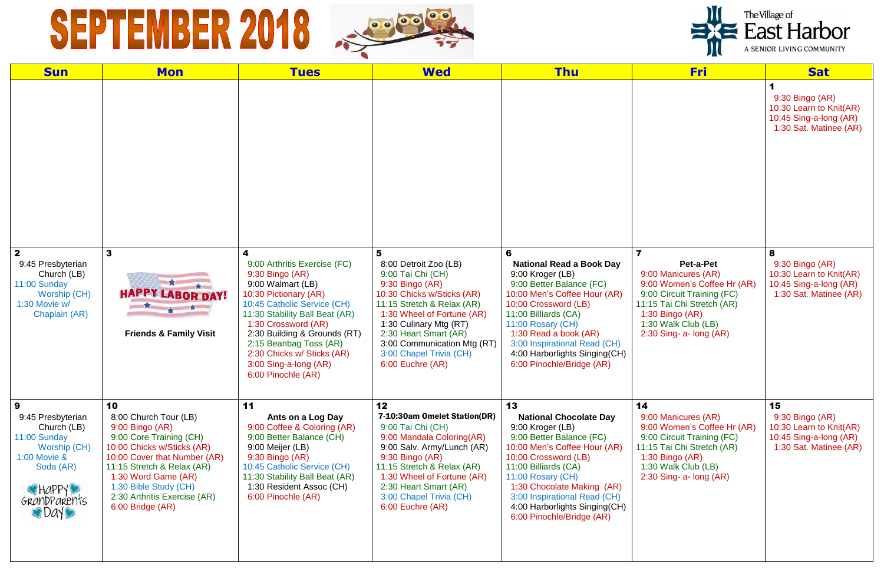# SEPTEMBER 2018

The Village of East Harbor
A SENIOR LIVING COMMUNITY

| Sun | Mon | Tues | Wed | Thu | Fri | Sat |
|---|---|---|---|---|---|---|
| | | | | | | **1**<br>9:30 Bingo (AR)<br>10:30 Learn to Knit(AR)<br>10:45 Sing-a-long (AR)<br>1:30 Sat. Matinee (AR) |
| **2**<br>9:45 Presbyterian Church (LB)<br>11:00 Sunday Worship (CH)<br>1:30 Movie w/ Chaplain (AR) | **3**<br>HAPPY LABOR DAY!<br>**Friends & Family Visit** | **4**<br>9:00 Arthritis Exercise (FC)<br>9:30 Bingo (AR)<br>9:00 Walmart (LB)<br>10:30 Pictionary (AR)<br>10:45 Catholic Service (CH)<br>11:30 Stability Ball Beat (AR)<br>1:30 Crossword (AR)<br>2:30 Building & Grounds (RT)<br>2:15 Beanbag Toss (AR)<br>2:30 Chicks w/ Sticks (AR)<br>3:00 Sing-a-long (AR)<br>6:00 Pinochle (AR) | **5**<br>8:00 Detroit Zoo (LB)<br>9:00 Tai Chi (CH)<br>9:30 Bingo (AR)<br>10:30 Chicks w/Sticks (AR)<br>11:15 Stretch & Relax (AR)<br>1:30 Wheel of Fortune (AR)<br>1:30 Culinary Mtg (RT)<br>2:30 Heart Smart (AR)<br>3:00 Communication Mtg (RT)<br>3:00 Chapel Trivia (CH)<br>6:00 Euchre (AR) | **6**<br>**National Read a Book Day**<br>9:00 Kroger (LB)<br>9:00 Better Balance (FC)<br>10:00 Men's Coffee Hour (AR)<br>10:00 Crossword (LB)<br>11:00 Billiards (CA)<br>11:00 Rosary (CH)<br>1:30 Read a book (AR)<br>3:00 Inspirational Read (CH)<br>4:00 Harborlights Singing(CH)<br>6:00 Pinochle/Bridge (AR) | **7**<br>**Pet-a-Pet**<br>9:00 Manicures (AR)<br>9:00 Women's Coffee Hr (AR)<br>9:00 Circuit Training (FC)<br>11:15 Tai Chi Stretch (AR)<br>1:30 Bingo (AR)<br>1:30 Walk Club (LB)<br>2:30 Sing- a- long (AR) | **8**<br>9:30 Bingo (AR)<br>10:30 Learn to Knit(AR)<br>10:45 Sing-a-long (AR)<br>1:30 Sat. Matinee (AR) |
| **9**<br>9:45 Presbyterian Church (LB)<br>11:00 Sunday Worship (CH)<br>1:00 Movie & Soda (AR)<br>Happy Grandparents Day | **10**<br>8:00 Church Tour (LB)<br>9:00 Bingo (AR)<br>9:00 Core Training (CH)<br>10:00 Chicks w/Sticks (AR)<br>10:00 Cover that Number (AR)<br>11:15 Stretch & Relax (AR)<br>1:30 Word Game (AR)<br>1:30 Bible Study (CH)<br>2:30 Arthritis Exercise (AR)<br>6:00 Bridge (AR) | **11**<br>**Ants on a Log Day**<br>9:00 Coffee & Coloring (AR)<br>9:00 Better Balance (CH)<br>9:00 Meijer (LB)<br>9:30 Bingo (AR)<br>10:45 Catholic Service (CH)<br>11:30 Stability Ball Beat (AR)<br>1:30 Resident Assoc (CH)<br>6:00 Pinochle (AR) | **12**<br>**7-10:30am Omelet Station(DR)**<br>9:00 Tai Chi (CH)<br>9:00 Mandala Coloring(AR)<br>9:00 Salv. Army/Lunch (AR)<br>9:30 Bingo (AR)<br>11:15 Stretch & Relax (AR)<br>1:30 Wheel of Fortune (AR)<br>2:30 Heart Smart (AR)<br>3:00 Chapel Trivia (CH)<br>6:00 Euchre (AR) | **13**<br>**National Chocolate Day**<br>9:00 Kroger (LB)<br>9:00 Better Balance (FC)<br>10:00 Men's Coffee Hour (AR)<br>10:00 Crossword (LB)<br>11:00 Billiards (CA)<br>11:00 Rosary (CH)<br>1:30 Chocolate Making (AR)<br>3:00 Inspirational Read (CH)<br>4:00 Harborlights Singing(CH)<br>6:00 Pinochle/Bridge (AR) | **14**<br>9:00 Manicures (AR)<br>9:00 Women's Coffee Hr (AR)<br>9:00 Circuit Training (FC)<br>11:15 Tai Chi Stretch (AR)<br>1:30 Bingo (AR)<br>1:30 Walk Club (LB)<br>2:30 Sing- a- long (AR) | **15**<br>9:30 Bingo (AR)<br>10:30 Learn to Knit(AR)<br>10:45 Sing-a-long (AR)<br>1:30 Sat. Matinee (AR) |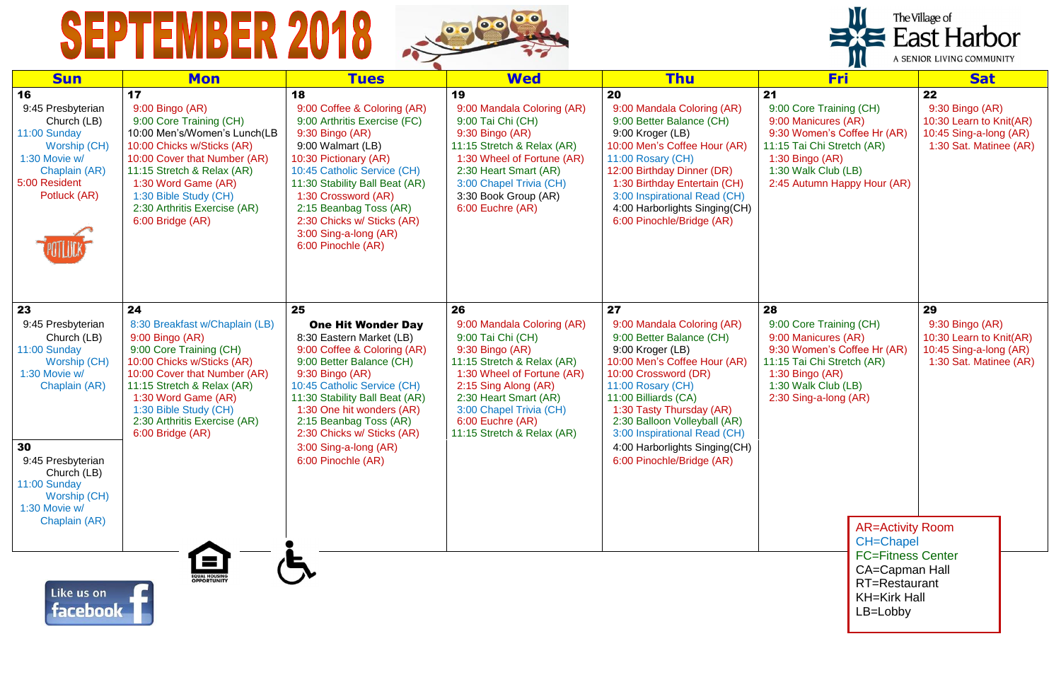# SEPTEMBER 2018

The Village of East Harbor
A SENIOR LIVING COMMUNITY

| Sun | Mon | Tues | Wed | Thu | Fri | Sat |
| --- | --- | --- | --- | --- | --- | --- |
| **16**<br>9:45 Presbyterian Church (LB)<br>11:00 Sunday Worship (CH)<br>1:30 Movie w/ Chaplain (AR)<br>5:00 Resident Potluck (AR) | **17**<br>9:00 Bingo (AR)<br>9:00 Core Training (CH)<br>10:00 Men's/Women's Lunch(LB<br>10:00 Chicks w/Sticks (AR)<br>10:00 Cover that Number (AR)<br>11:15 Stretch & Relax (AR)<br>1:30 Word Game (AR)<br>1:30 Bible Study (CH)<br>2:30 Arthritis Exercise (AR)<br>6:00 Bridge (AR) | **18**<br>9:00 Coffee & Coloring (AR)<br>9:00 Arthritis Exercise (FC)<br>9:30 Bingo (AR)<br>9:00 Walmart (LB)<br>10:30 Pictionary (AR)<br>10:45 Catholic Service (CH)<br>11:30 Stability Ball Beat (AR)<br>1:30 Crossword (AR)<br>2:15 Beanbag Toss (AR)<br>2:30 Chicks w/ Sticks (AR)<br>3:00 Sing-a-long (AR)<br>6:00 Pinochle (AR) | **19**<br>9:00 Mandala Coloring (AR)<br>9:00 Tai Chi (CH)<br>9:30 Bingo (AR)<br>11:15 Stretch & Relax (AR)<br>1:30 Wheel of Fortune (AR)<br>2:30 Heart Smart (AR)<br>3:00 Chapel Trivia (CH)<br>3:30 Book Group (AR)<br>6:00 Euchre (AR) | **20**<br>9:00 Mandala Coloring (AR)<br>9:00 Better Balance (CH)<br>9:00 Kroger (LB)<br>10:00 Men's Coffee Hour (AR)<br>11:00 Rosary (CH)<br>12:00 Birthday Dinner (DR)<br>1:30 Birthday Entertain (CH)<br>3:00 Inspirational Read (CH)<br>4:00 Harborlights Singing(CH)<br>6:00 Pinochle/Bridge (AR) | **21**<br>9:00 Core Training (CH)<br>9:00 Manicures (AR)<br>9:30 Women's Coffee Hr (AR)<br>11:15 Tai Chi Stretch (AR)<br>1:30 Bingo (AR)<br>1:30 Walk Club (LB)<br>2:45 Autumn Happy Hour (AR) | **22**<br>9:30 Bingo (AR)<br>10:30 Learn to Knit(AR)<br>10:45 Sing-a-long (AR)<br>1:30 Sat. Matinee (AR) |
| **23**<br>9:45 Presbyterian Church (LB)<br>11:00 Sunday Worship (CH)<br>1:30 Movie w/ Chaplain (AR)<br><br>**30**<br>9:45 Presbyterian Church (LB)<br>11:00 Sunday Worship (CH)<br>1:30 Movie w/ Chaplain (AR) | **24**<br>8:30 Breakfast w/Chaplain (LB)<br>9:00 Bingo (AR)<br>9:00 Core Training (CH)<br>10:00 Chicks w/Sticks (AR)<br>10:00 Cover that Number (AR)<br>11:15 Stretch & Relax (AR)<br>1:30 Word Game (AR)<br>1:30 Bible Study (CH)<br>2:30 Arthritis Exercise (AR)<br>6:00 Bridge (AR) | **25**<br>**One Hit Wonder Day**<br>8:30 Eastern Market (LB)<br>9:00 Coffee & Coloring (AR)<br>9:00 Better Balance (CH)<br>9:30 Bingo (AR)<br>10:45 Catholic Service (CH)<br>11:30 Stability Ball Beat (AR)<br>1:30 One hit wonders (AR)<br>2:15 Beanbag Toss (AR)<br>2:30 Chicks w/ Sticks (AR)<br>3:00 Sing-a-long (AR)<br>6:00 Pinochle (AR) | **26**<br>9:00 Mandala Coloring (AR)<br>9:00 Tai Chi (CH)<br>9:30 Bingo (AR)<br>11:15 Stretch & Relax (AR)<br>1:30 Wheel of Fortune (AR)<br>2:15 Sing Along (AR)<br>2:30 Heart Smart (AR)<br>3:00 Chapel Trivia (CH)<br>6:00 Euchre (AR)<br>11:15 Stretch & Relax (AR) | **27**<br>9:00 Mandala Coloring (AR)<br>9:00 Better Balance (CH)<br>9:00 Kroger (LB)<br>10:00 Men's Coffee Hour (AR)<br>10:00 Crossword (DR)<br>11:00 Rosary (CH)<br>11:00 Billiards (CA)<br>1:30 Tasty Thursday (AR)<br>2:30 Balloon Volleyball (AR)<br>3:00 Inspirational Read (CH)<br>4:00 Harborlights Singing(CH)<br>6:00 Pinochle/Bridge (AR) | **28**<br>9:00 Core Training (CH)<br>9:00 Manicures (AR)<br>9:30 Women's Coffee Hr (AR)<br>11:15 Tai Chi Stretch (AR)<br>1:30 Bingo (AR)<br>1:30 Walk Club (LB)<br>2:30 Sing-a-long (AR) | **29**<br>9:30 Bingo (AR)<br>10:30 Learn to Knit(AR)<br>10:45 Sing-a-long (AR)<br>1:30 Sat. Matinee (AR) |

AR=Activity Room
CH=Chapel
FC=Fitness Center
CA=Capman Hall
RT=Restaurant
KH=Kirk Hall
LB=Lobby

Like us on facebook